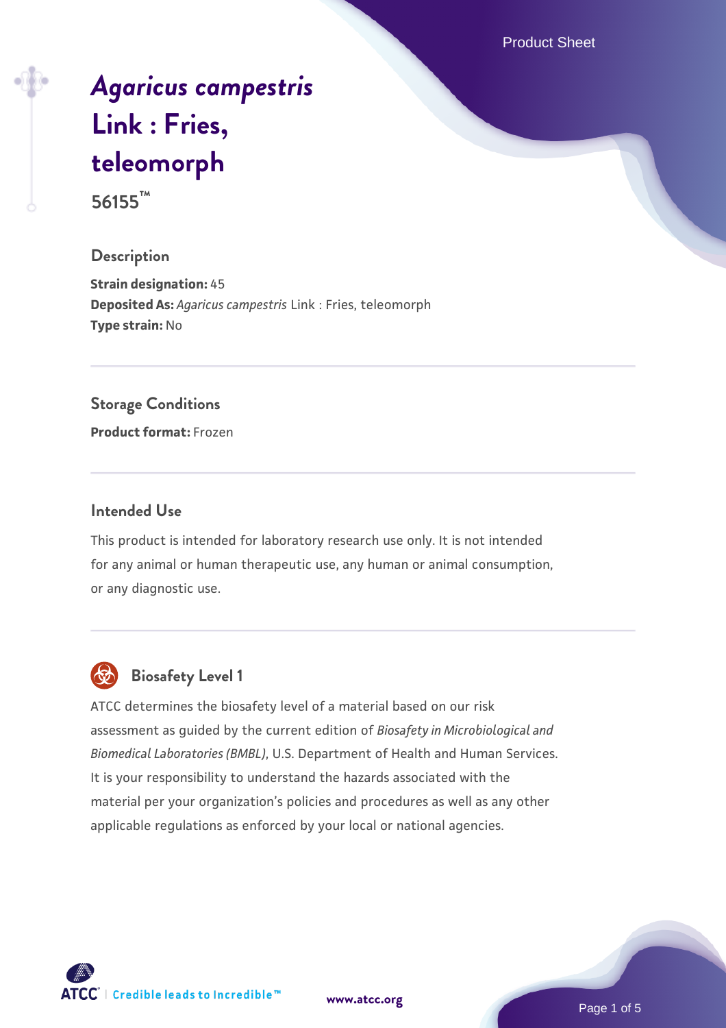# *Agaricus campestris* Link : Fries, teleomorph

**56155™**

## Description

**Strain designation:** 45
**Deposited As:** *Agaricus campestris* Link : Fries, teleomorph
**Type strain:** No

## Storage Conditions

**Product format:** Frozen

## Intended Use

This product is intended for laboratory research use only. It is not intended for any animal or human therapeutic use, any human or animal consumption, or any diagnostic use.

## Biosafety Level 1

ATCC determines the biosafety level of a material based on our risk assessment as guided by the current edition of *Biosafety in Microbiological and Biomedical Laboratories (BMBL)*, U.S. Department of Health and Human Services. It is your responsibility to understand the hazards associated with the material per your organization's policies and procedures as well as any other applicable regulations as enforced by your local or national agencies.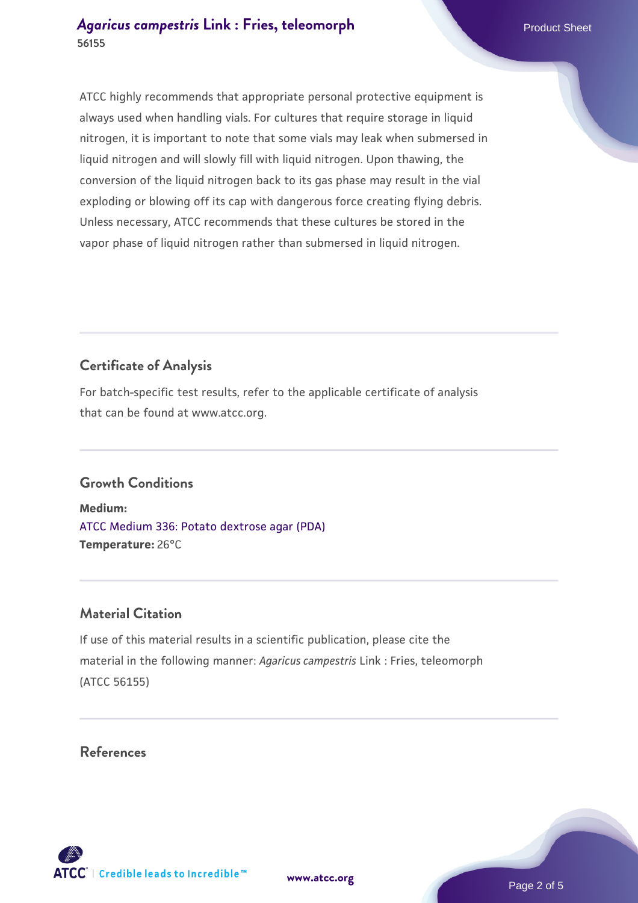ATCC highly recommends that appropriate personal protective equipment is always used when handling vials. For cultures that require storage in liquid nitrogen, it is important to note that some vials may leak when submersed in liquid nitrogen and will slowly fill with liquid nitrogen. Upon thawing, the conversion of the liquid nitrogen back to its gas phase may result in the vial exploding or blowing off its cap with dangerous force creating flying debris. Unless necessary, ATCC recommends that these cultures be stored in the vapor phase of liquid nitrogen rather than submersed in liquid nitrogen.

## Certificate of Analysis

For batch-specific test results, refer to the applicable certificate of analysis that can be found at www.atcc.org.

## Growth Conditions

**Medium:**
ATCC Medium 336: Potato dextrose agar (PDA)
**Temperature:** 26°C

## Material Citation

If use of this material results in a scientific publication, please cite the material in the following manner: *Agaricus campestris* Link : Fries, teleomorph (ATCC 56155)

## References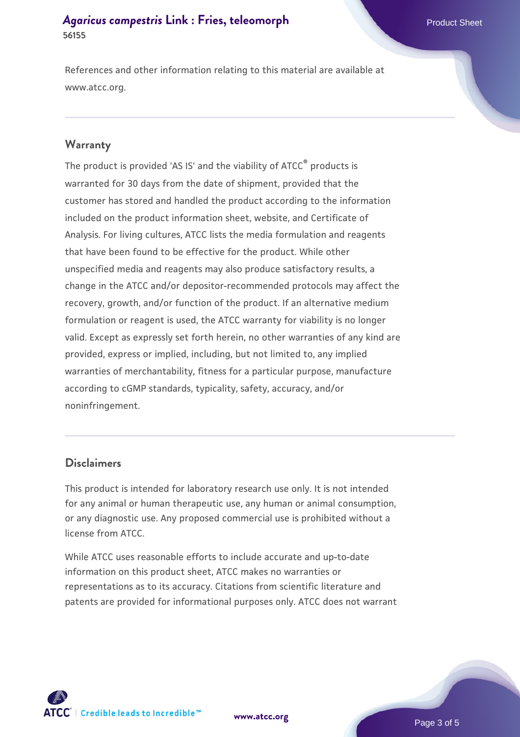References and other information relating to this material are available at www.atcc.org.

## Warranty

The product is provided 'AS IS' and the viability of ATCC® products is warranted for 30 days from the date of shipment, provided that the customer has stored and handled the product according to the information included on the product information sheet, website, and Certificate of Analysis. For living cultures, ATCC lists the media formulation and reagents that have been found to be effective for the product. While other unspecified media and reagents may also produce satisfactory results, a change in the ATCC and/or depositor-recommended protocols may affect the recovery, growth, and/or function of the product. If an alternative medium formulation or reagent is used, the ATCC warranty for viability is no longer valid. Except as expressly set forth herein, no other warranties of any kind are provided, express or implied, including, but not limited to, any implied warranties of merchantability, fitness for a particular purpose, manufacture according to cGMP standards, typicality, safety, accuracy, and/or noninfringement.

## Disclaimers

This product is intended for laboratory research use only. It is not intended for any animal or human therapeutic use, any human or animal consumption, or any diagnostic use. Any proposed commercial use is prohibited without a license from ATCC.

While ATCC uses reasonable efforts to include accurate and up-to-date information on this product sheet, ATCC makes no warranties or representations as to its accuracy. Citations from scientific literature and patents are provided for informational purposes only. ATCC does not warrant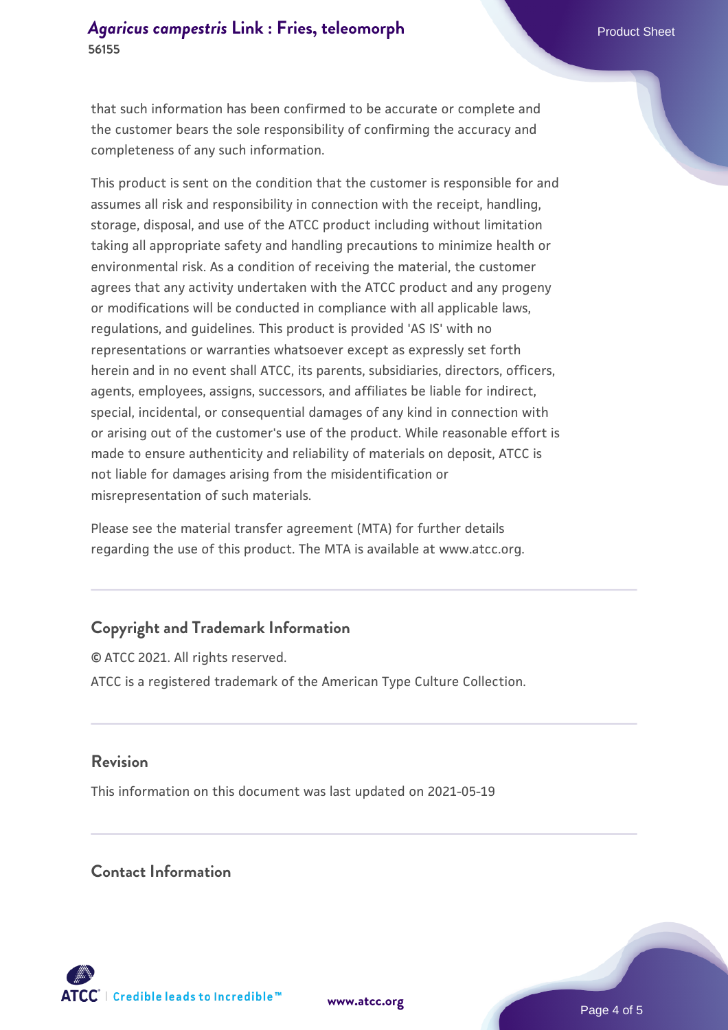that such information has been confirmed to be accurate or complete and the customer bears the sole responsibility of confirming the accuracy and completeness of any such information.

This product is sent on the condition that the customer is responsible for and assumes all risk and responsibility in connection with the receipt, handling, storage, disposal, and use of the ATCC product including without limitation taking all appropriate safety and handling precautions to minimize health or environmental risk. As a condition of receiving the material, the customer agrees that any activity undertaken with the ATCC product and any progeny or modifications will be conducted in compliance with all applicable laws, regulations, and guidelines. This product is provided 'AS IS' with no representations or warranties whatsoever except as expressly set forth herein and in no event shall ATCC, its parents, subsidiaries, directors, officers, agents, employees, assigns, successors, and affiliates be liable for indirect, special, incidental, or consequential damages of any kind in connection with or arising out of the customer's use of the product. While reasonable effort is made to ensure authenticity and reliability of materials on deposit, ATCC is not liable for damages arising from the misidentification or misrepresentation of such materials.

Please see the material transfer agreement (MTA) for further details regarding the use of this product. The MTA is available at www.atcc.org.

## Copyright and Trademark Information

© ATCC 2021. All rights reserved.

ATCC is a registered trademark of the American Type Culture Collection.

## Revision

This information on this document was last updated on 2021-05-19

## Contact Information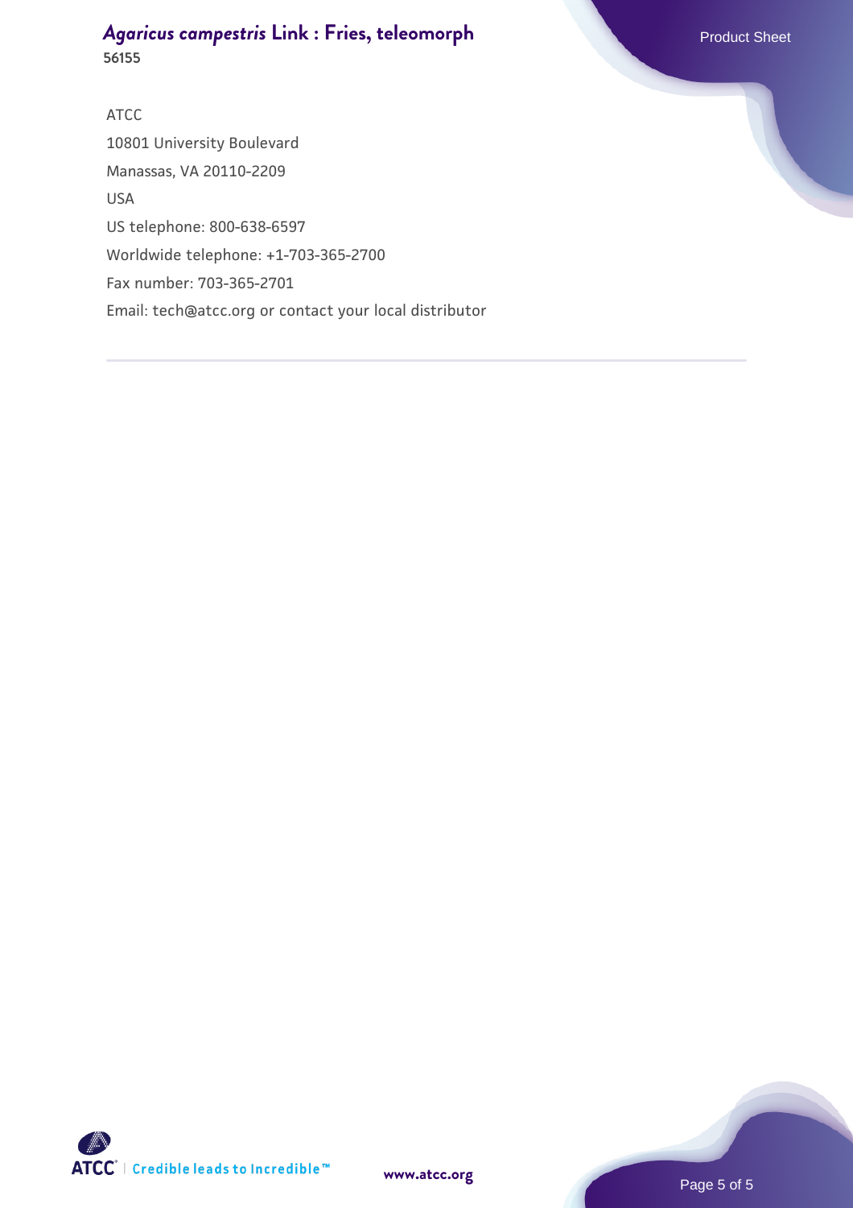ATCC

10801 University Boulevard

Manassas, VA 20110-2209

USA

US telephone: 800-638-6597

Worldwide telephone: +1-703-365-2700

Fax number: 703-365-2701

Email: tech@atcc.org or contact your local distributor